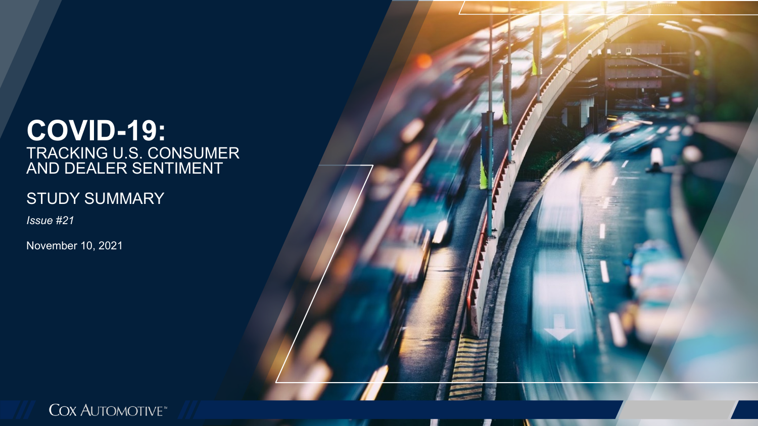# COVID-19:
## TRACKING U.S. CONSUMER AND DEALER SENTIMENT

STUDY SUMMARY

*Issue #21*

November 10, 2021

COX AUTOMOTIVE™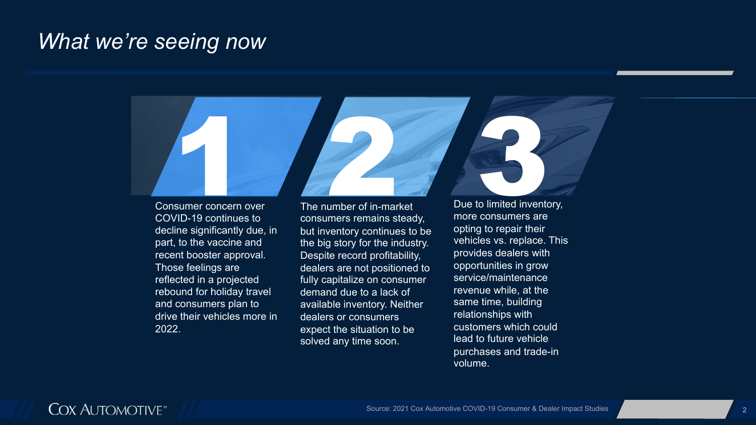# *What we're seeing now*

**1**

Consumer concern over COVID-19 continues to decline significantly due, in part, to the vaccine and recent booster approval. Those feelings are reflected in a projected rebound for holiday travel and consumers plan to drive their vehicles more in 2022.

**2**

The number of in-market consumers remains steady, but inventory continues to be the big story for the industry. Despite record profitability, dealers are not positioned to fully capitalize on consumer demand due to a lack of available inventory. Neither dealers or consumers expect the situation to be solved any time soon.

**3**

Due to limited inventory, more consumers are opting to repair their vehicles vs. replace. This provides dealers with opportunities in grow service/maintenance revenue while, at the same time, building relationships with customers which could lead to future vehicle purchases and trade-in volume.

Source: 2021 Cox Automotive COVID-19 Consumer & Dealer Impact Studies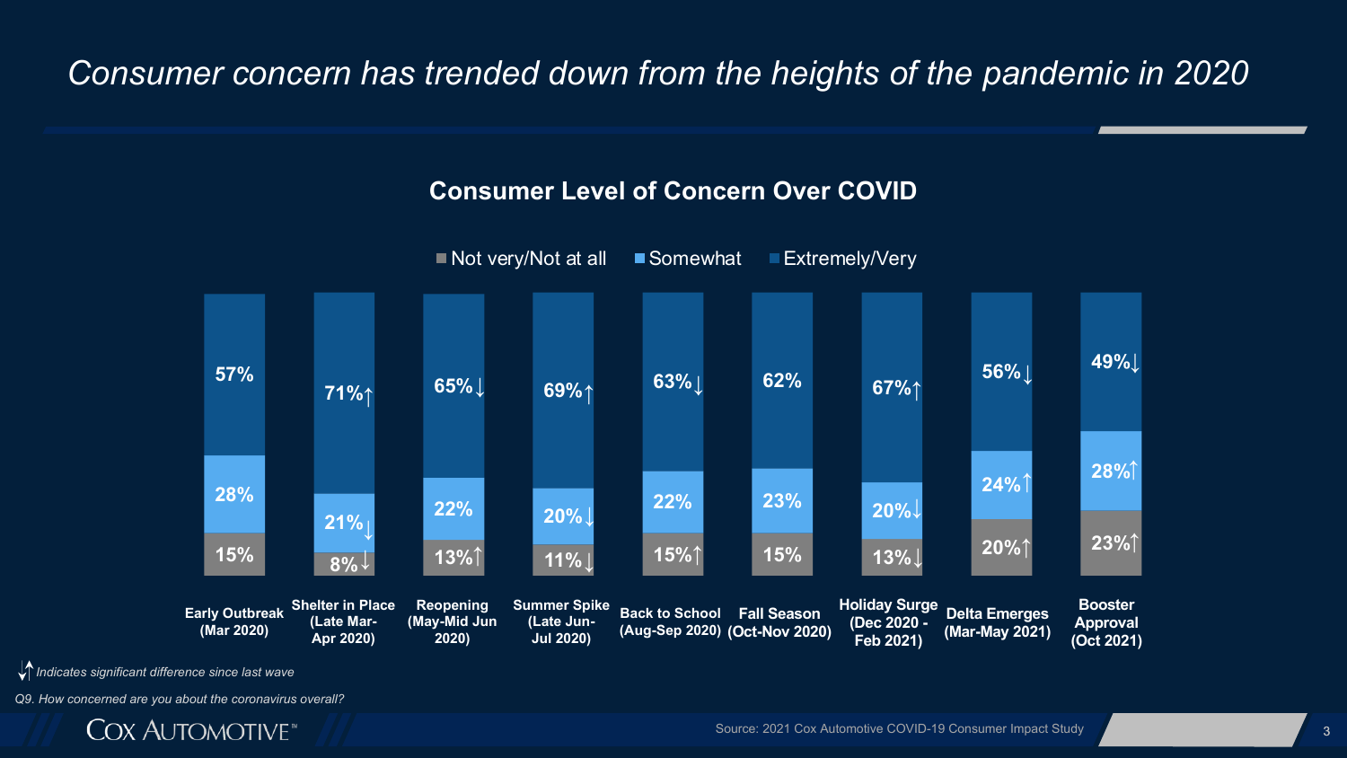# Consumer concern has trended down from the heights of the pandemic in 2020

## Consumer Level of Concern Over COVID

| | Early Outbreak (Mar 2020) | Shelter in Place (Late Mar-Apr 2020) | Reopening (May-Mid Jun 2020) | Summer Spike (Late Jun-Jul 2020) | Back to School (Aug-Sep 2020) | Fall Season (Oct-Nov 2020) | Holiday Surge (Dec 2020 - Feb 2021) | Delta Emerges (Mar-May 2021) | Booster Approval (Oct 2021) |
|---|---|---|---|---|---|---|---|---|---|
| Extremely/Very | 57% | 71%↑ | 65%↓ | 69%↑ | 63%↓ | 62% | 67%↑ | 56%↓ | 49%↓ |
| Somewhat | 28% | 21%↓ | 22% | 20%↓ | 22% | 23% | 20%↓ | 24%↑ | 28%↑ |
| Not very/Not at all | 15% | 8%↓ | 13%↑ | 11%↓ | 15%↑ | 15% | 13%↓ | 20%↑ | 23%↑ |

*↓↑ Indicates significant difference since last wave*

*Q9. How concerned are you about the coronavirus overall?*

Source: 2021 Cox Automotive COVID-19 Consumer Impact Study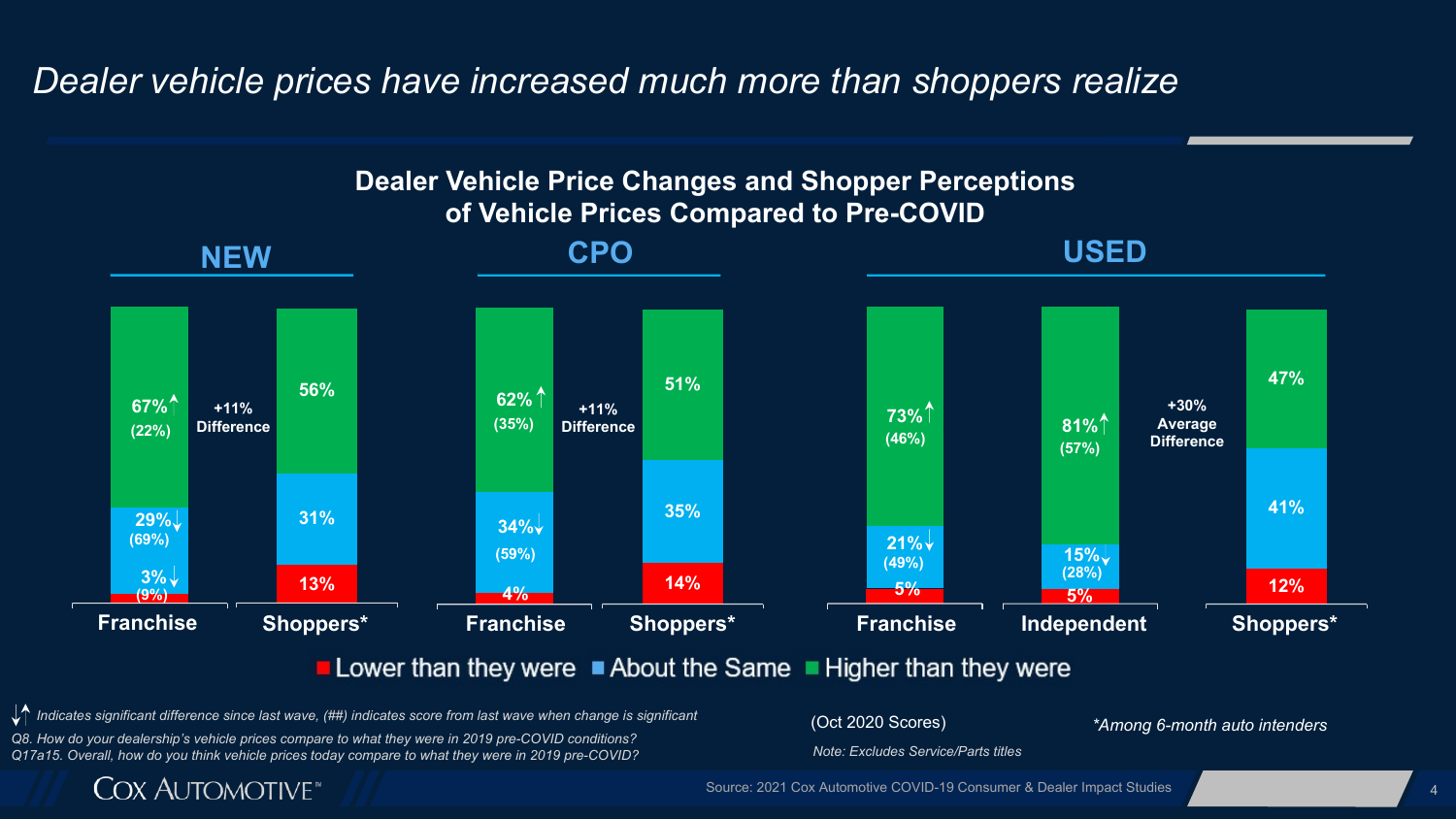# Dealer vehicle prices have increased much more than shoppers realize

## Dealer Vehicle Price Changes and Shopper Perceptions of Vehicle Prices Compared to Pre-COVID

| | NEW | | CPO | | USED | | |
|---|---|---|---|---|---|---|---|
| | Franchise | Shoppers* | Franchise | Shoppers* | Franchise | Independent | Shoppers* |
| Higher than they were | 67%↑ (22%) | 56% | 62%↑ (35%) | 51% | 73%↑ (46%) | 81%↑ (57%) | 47% |
| About the Same | 29%↓ (69%) | 31% | 34%↓ (59%) | 35% | 21%↓ (49%) | 15%↓ (28%) | 41% |
| Lower than they were | 3%↓ (9%) | 13% | 4% | 14% | 5% | 5% | 12% |
| Difference | +11% Difference | | +11% Difference | | +30% Average Difference | | |

■ Lower than they were ■ About the Same ■ Higher than they were

*↓↑ Indicates significant difference since last wave, (##) indicates score from last wave when change is significant*

*Q8. How do your dealership's vehicle prices compare to what they were in 2019 pre-COVID conditions?*
*Q17a15. Overall, how do you think vehicle prices today compare to what they were in 2019 pre-COVID?*

(Oct 2020 Scores)

*Note: Excludes Service/Parts titles*

**Among 6-month auto intenders*

Source: 2021 Cox Automotive COVID-19 Consumer & Dealer Impact Studies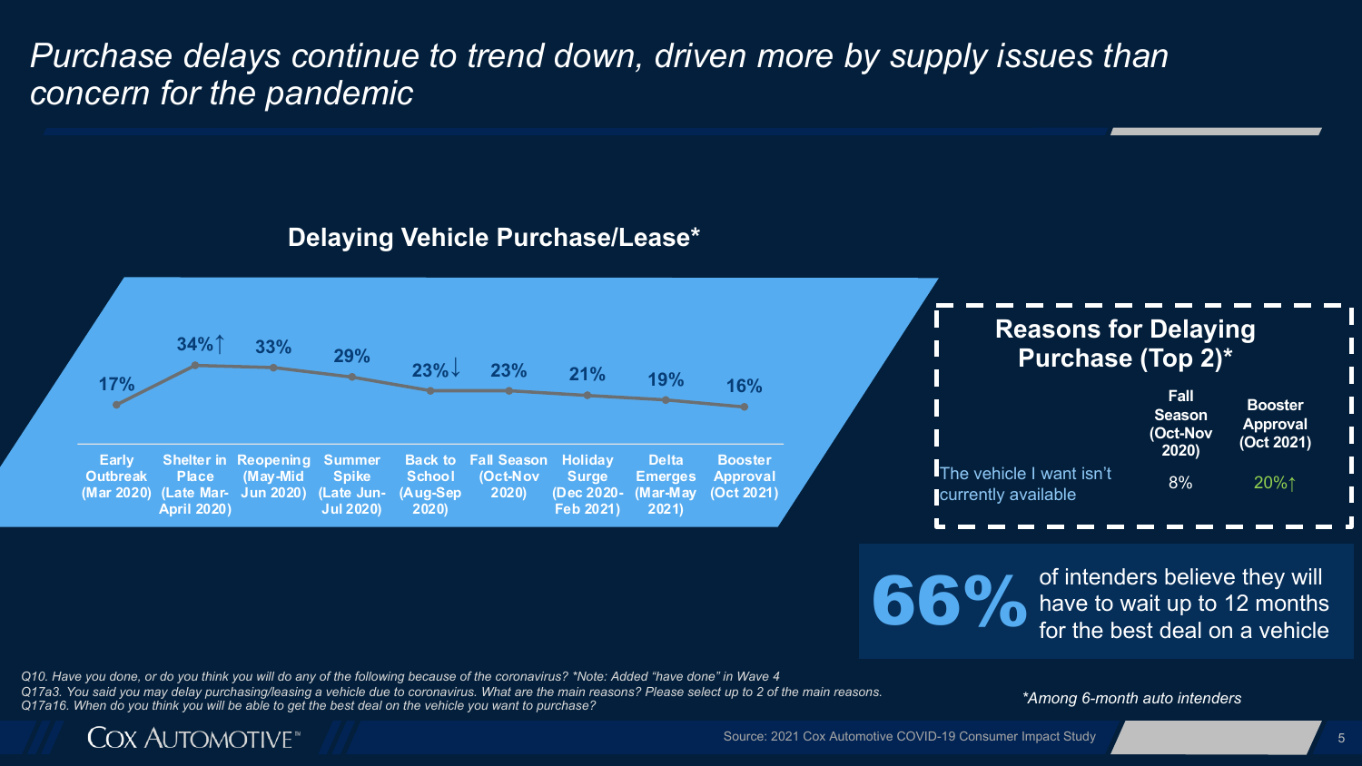# *Purchase delays continue to trend down, driven more by supply issues than concern for the pandemic*

## Delaying Vehicle Purchase/Lease*

| Early Outbreak (Mar 2020) | Shelter in Place (Late Mar-April 2020) | Reopening (May-Mid Jun 2020) | Summer Spike (Late Jun-Jul 2020) | Back to School (Aug-Sep 2020) | Fall Season (Oct-Nov 2020) | Holiday Surge (Dec 2020-Feb 2021) | Delta Emerges (Mar-May 2021) | Booster Approval (Oct 2021) |
|---|---|---|---|---|---|---|---|---|
| 17% | 34%↑ | 33% | 29% | 23%↓ | 23% | 21% | 19% | 16% |

## Reasons for Delaying Purchase (Top 2)*

| | Fall Season (Oct-Nov 2020) | Booster Approval (Oct 2021) |
|---|---|---|
| The vehicle I want isn't currently available | 8% | 20%↑ |

**66%** of intenders believe they will have to wait up to 12 months for the best deal on a vehicle

*Q10. Have you done, or do you think you will do any of the following because of the coronavirus? *Note: Added "have done" in Wave 4*
*Q17a3. You said you may delay purchasing/leasing a vehicle due to coronavirus. What are the main reasons? Please select up to 2 of the main reasons.*
*Q17a16. When do you think you will be able to get the best deal on the vehicle you want to purchase?*

**Among 6-month auto intenders*

Source: 2021 Cox Automotive COVID-19 Consumer Impact Study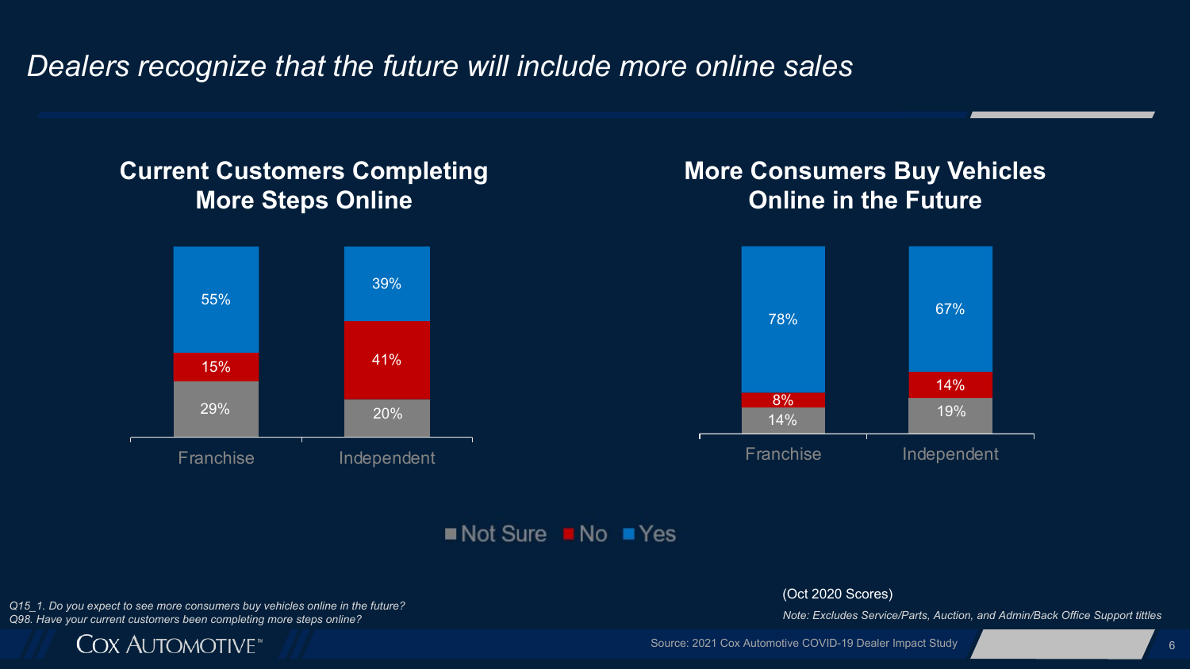# *Dealers recognize that the future will include more online sales*

## Current Customers Completing More Steps Online

| | Franchise | Independent |
|---|---|---|
| Yes | 55% | 39% |
| No | 15% | 41% |
| Not Sure | 29% | 20% |

## More Consumers Buy Vehicles Online in the Future

| | Franchise | Independent |
|---|---|---|
| Yes | 78% | 67% |
| No | 8% | 14% |
| Not Sure | 14% | 19% |

Not Sure | No | Yes

*Q15_1. Do you expect to see more consumers buy vehicles online in the future?*
*Q98. Have your current customers been completing more steps online?*

(Oct 2020 Scores)

*Note: Excludes Service/Parts, Auction, and Admin/Back Office Support tittles*

Source: 2021 Cox Automotive COVID-19 Dealer Impact Study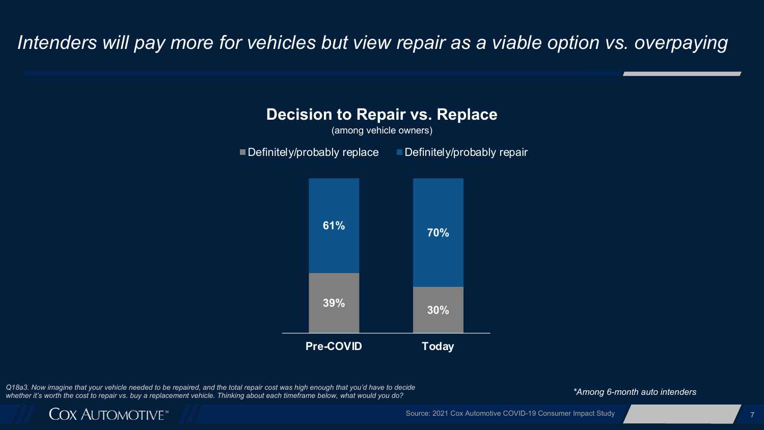# *Intenders will pay more for vehicles but view repair as a viable option vs. overpaying*

## Decision to Repair vs. Replace

(among vehicle owners)

| | Pre-COVID | Today |
|---|---|---|
| Definitely/probably repair | 61% | 70% |
| Definitely/probably replace | 39% | 30% |

*Q18a3. Now imagine that your vehicle needed to be repaired, and the total repair cost was high enough that you'd have to decide whether it's worth the cost to repair vs. buy a replacement vehicle. Thinking about each timeframe below, what would you do?*

*\*Among 6-month auto intenders*

Source: 2021 Cox Automotive COVID-19 Consumer Impact Study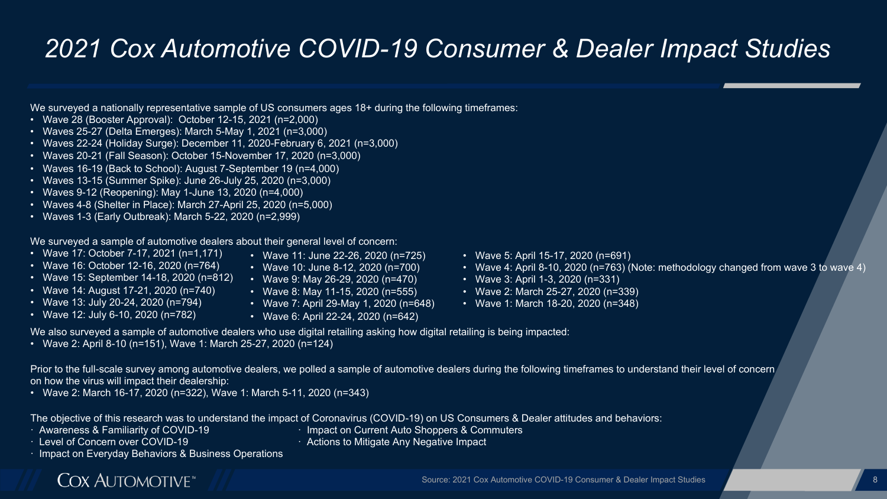# 2021 Cox Automotive COVID-19 Consumer & Dealer Impact Studies

We surveyed a nationally representative sample of US consumers ages 18+ during the following timeframes:

- Wave 28 (Booster Approval): October 12-15, 2021 (n=2,000)
- Waves 25-27 (Delta Emerges): March 5-May 1, 2021 (n=3,000)
- Waves 22-24 (Holiday Surge): December 11, 2020-February 6, 2021 (n=3,000)
- Waves 20-21 (Fall Season): October 15-November 17, 2020 (n=3,000)
- Waves 16-19 (Back to School): August 7-September 19 (n=4,000)
- Waves 13-15 (Summer Spike): June 26-July 25, 2020 (n=3,000)
- Waves 9-12 (Reopening): May 1-June 13, 2020 (n=4,000)
- Waves 4-8 (Shelter in Place): March 27-April 25, 2020 (n=5,000)
- Waves 1-3 (Early Outbreak): March 5-22, 2020 (n=2,999)

We surveyed a sample of automotive dealers about their general level of concern:

- Wave 17: October 7-17, 2021 (n=1,171)
- Wave 16: October 12-16, 2020 (n=764)
- Wave 15: September 14-18, 2020 (n=812)
- Wave 14: August 17-21, 2020 (n=740)
- Wave 13: July 20-24, 2020 (n=794)
- Wave 12: July 6-10, 2020 (n=782)
- Wave 11: June 22-26, 2020 (n=725)
- Wave 10: June 8-12, 2020 (n=700)
- Wave 9: May 26-29, 2020 (n=470)
- Wave 8: May 11-15, 2020 (n=555)
- Wave 7: April 29-May 1, 2020 (n=648)
- Wave 6: April 22-24, 2020 (n=642)
- Wave 5: April 15-17, 2020 (n=691)
- Wave 4: April 8-10, 2020 (n=763) (Note: methodology changed from wave 3 to wave 4)
- Wave 3: April 1-3, 2020 (n=331)
- Wave 2: March 25-27, 2020 (n=339)
- Wave 1: March 18-20, 2020 (n=348)

We also surveyed a sample of automotive dealers who use digital retailing asking how digital retailing is being impacted:

- Wave 2: April 8-10 (n=151), Wave 1: March 25-27, 2020 (n=124)

Prior to the full-scale survey among automotive dealers, we polled a sample of automotive dealers during the following timeframes to understand their level of concern on how the virus will impact their dealership:

- Wave 2: March 16-17, 2020 (n=322), Wave 1: March 5-11, 2020 (n=343)

The objective of this research was to understand the impact of Coronavirus (COVID-19) on US Consumers & Dealer attitudes and behaviors:

- Awareness & Familiarity of COVID-19
- Level of Concern over COVID-19
- Impact on Everyday Behaviors & Business Operations
- Impact on Current Auto Shoppers & Commuters
- Actions to Mitigate Any Negative Impact

Source: 2021 Cox Automotive COVID-19 Consumer & Dealer Impact Studies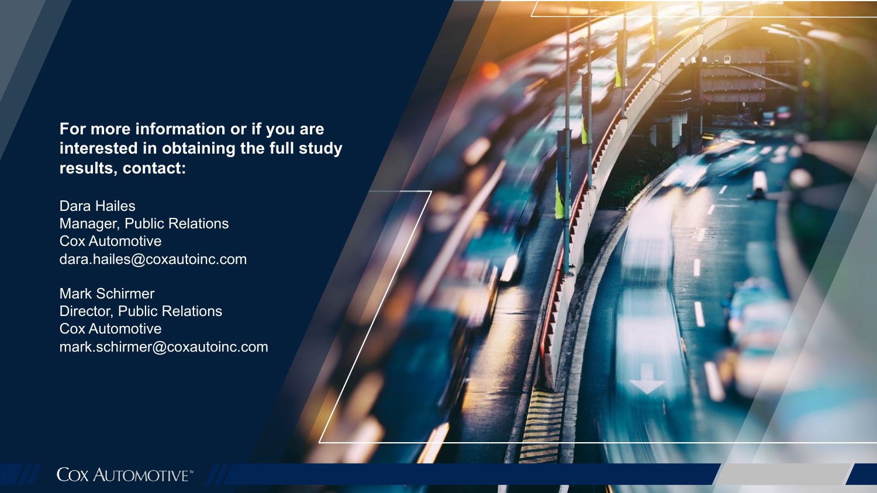**For more information or if you are interested in obtaining the full study results, contact:**

Dara Hailes
Manager, Public Relations
Cox Automotive
dara.hailes@coxautoinc.com

Mark Schirmer
Director, Public Relations
Cox Automotive
mark.schirmer@coxautoinc.com